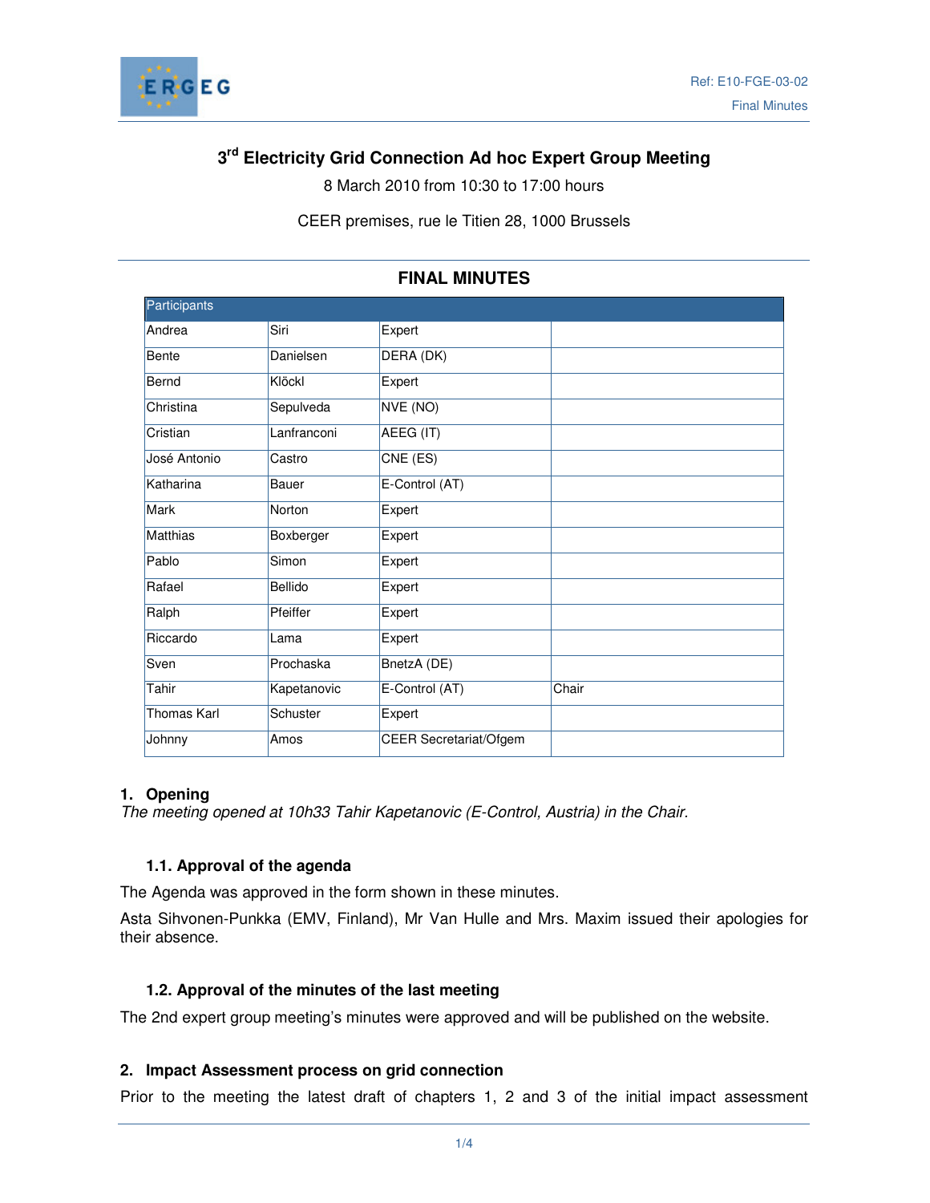Ref: E10-FGE-03-02

Final Minutes

# 3rd Electricity Grid Connection Ad hoc Expert Group Meeting

8 March 2010 from 10:30 to 17:00 hours

CEER premises, rue le Titien 28, 1000 Brussels

## FINAL MINUTES

| Participants | | | |
|---|---|---|---|
| Andrea | Siri | Expert | |
| Bente | Danielsen | DERA (DK) | |
| Bernd | Klöckl | Expert | |
| Christina | Sepulveda | NVE (NO) | |
| Cristian | Lanfranconi | AEEG (IT) | |
| José Antonio | Castro | CNE (ES) | |
| Katharina | Bauer | E-Control (AT) | |
| Mark | Norton | Expert | |
| Matthias | Boxberger | Expert | |
| Pablo | Simon | Expert | |
| Rafael | Bellido | Expert | |
| Ralph | Pfeiffer | Expert | |
| Riccardo | Lama | Expert | |
| Sven | Prochaska | BnetzA (DE) | |
| Tahir | Kapetanovic | E-Control (AT) | Chair |
| Thomas Karl | Schuster | Expert | |
| Johnny | Amos | CEER Secretariat/Ofgem | |

### 1. Opening

*The meeting opened at 10h33 Tahir Kapetanovic (E-Control, Austria) in the Chair.*

#### 1.1. Approval of the agenda

The Agenda was approved in the form shown in these minutes.

Asta Sihvonen-Punkka (EMV, Finland), Mr Van Hulle and Mrs. Maxim issued their apologies for their absence.

#### 1.2. Approval of the minutes of the last meeting

The 2nd expert group meeting's minutes were approved and will be published on the website.

### 2. Impact Assessment process on grid connection

Prior to the meeting the latest draft of chapters 1, 2 and 3 of the initial impact assessment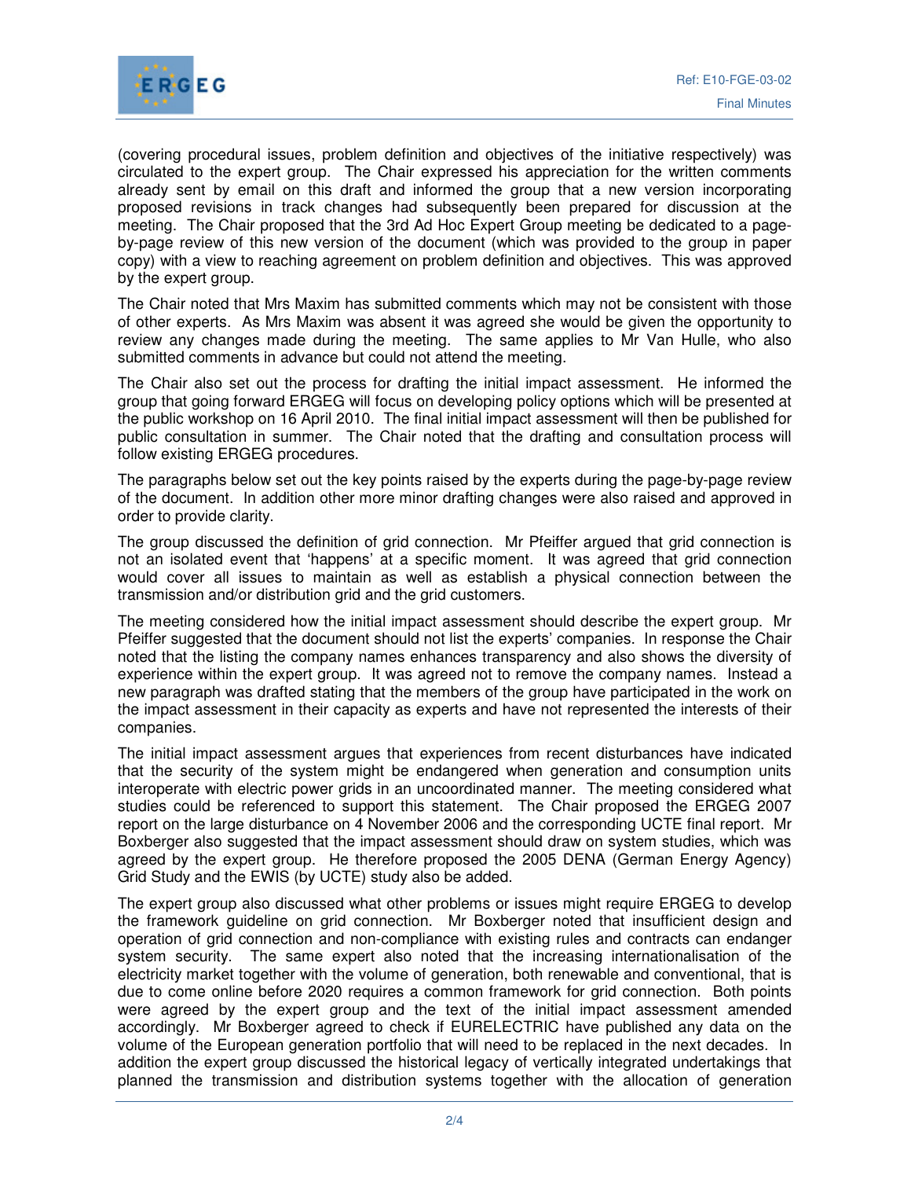(covering procedural issues, problem definition and objectives of the initiative respectively) was circulated to the expert group. The Chair expressed his appreciation for the written comments already sent by email on this draft and informed the group that a new version incorporating proposed revisions in track changes had subsequently been prepared for discussion at the meeting. The Chair proposed that the 3rd Ad Hoc Expert Group meeting be dedicated to a page-by-page review of this new version of the document (which was provided to the group in paper copy) with a view to reaching agreement on problem definition and objectives. This was approved by the expert group.

The Chair noted that Mrs Maxim has submitted comments which may not be consistent with those of other experts. As Mrs Maxim was absent it was agreed she would be given the opportunity to review any changes made during the meeting. The same applies to Mr Van Hulle, who also submitted comments in advance but could not attend the meeting.

The Chair also set out the process for drafting the initial impact assessment. He informed the group that going forward ERGEG will focus on developing policy options which will be presented at the public workshop on 16 April 2010. The final initial impact assessment will then be published for public consultation in summer. The Chair noted that the drafting and consultation process will follow existing ERGEG procedures.

The paragraphs below set out the key points raised by the experts during the page-by-page review of the document. In addition other more minor drafting changes were also raised and approved in order to provide clarity.

The group discussed the definition of grid connection. Mr Pfeiffer argued that grid connection is not an isolated event that 'happens' at a specific moment. It was agreed that grid connection would cover all issues to maintain as well as establish a physical connection between the transmission and/or distribution grid and the grid customers.

The meeting considered how the initial impact assessment should describe the expert group. Mr Pfeiffer suggested that the document should not list the experts' companies. In response the Chair noted that the listing the company names enhances transparency and also shows the diversity of experience within the expert group. It was agreed not to remove the company names. Instead a new paragraph was drafted stating that the members of the group have participated in the work on the impact assessment in their capacity as experts and have not represented the interests of their companies.

The initial impact assessment argues that experiences from recent disturbances have indicated that the security of the system might be endangered when generation and consumption units interoperate with electric power grids in an uncoordinated manner. The meeting considered what studies could be referenced to support this statement. The Chair proposed the ERGEG 2007 report on the large disturbance on 4 November 2006 and the corresponding UCTE final report. Mr Boxberger also suggested that the impact assessment should draw on system studies, which was agreed by the expert group. He therefore proposed the 2005 DENA (German Energy Agency) Grid Study and the EWIS (by UCTE) study also be added.

The expert group also discussed what other problems or issues might require ERGEG to develop the framework guideline on grid connection. Mr Boxberger noted that insufficient design and operation of grid connection and non-compliance with existing rules and contracts can endanger system security. The same expert also noted that the increasing internationalisation of the electricity market together with the volume of generation, both renewable and conventional, that is due to come online before 2020 requires a common framework for grid connection. Both points were agreed by the expert group and the text of the initial impact assessment amended accordingly. Mr Boxberger agreed to check if EURELECTRIC have published any data on the volume of the European generation portfolio that will need to be replaced in the next decades. In addition the expert group discussed the historical legacy of vertically integrated undertakings that planned the transmission and distribution systems together with the allocation of generation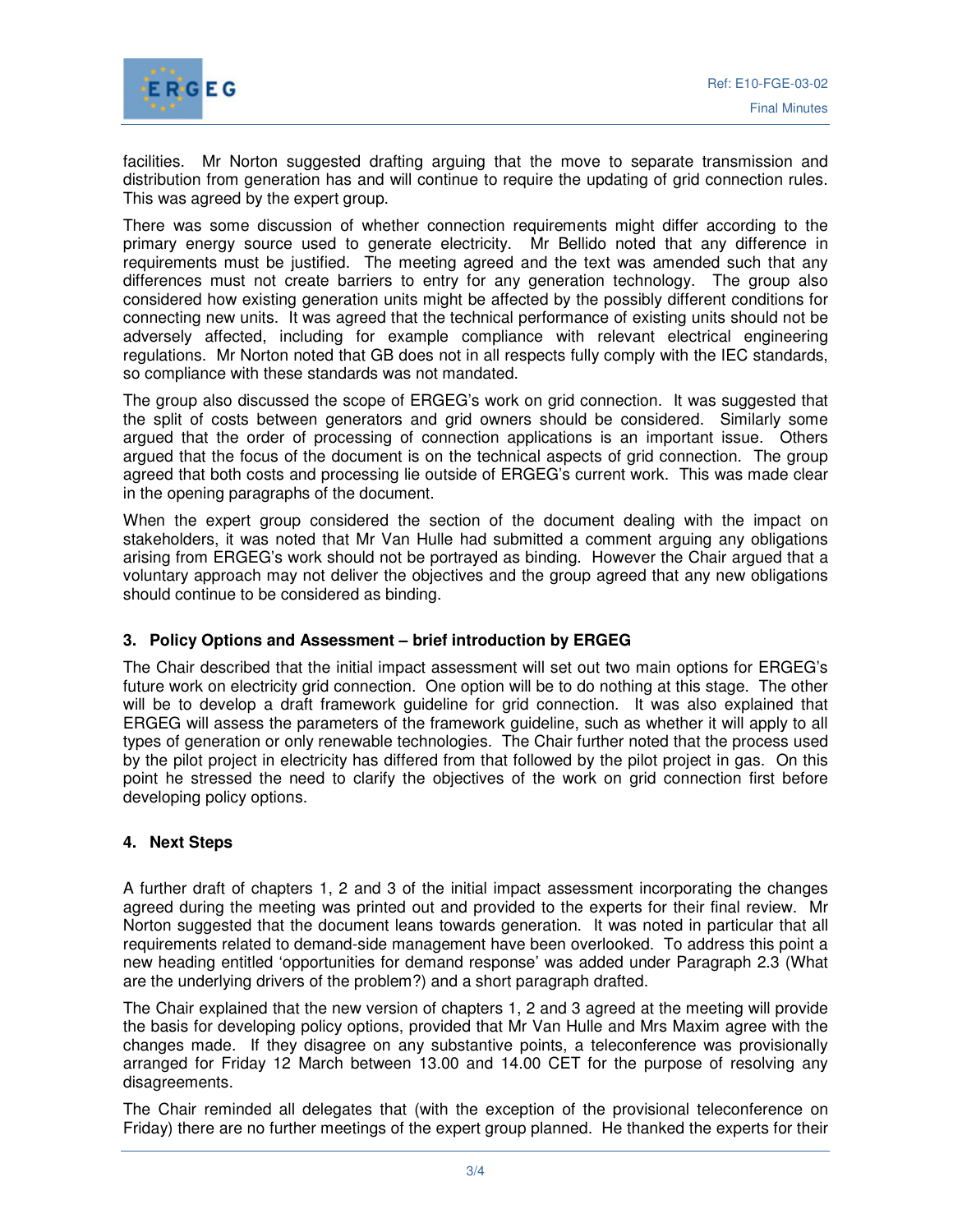facilities. Mr Norton suggested drafting arguing that the move to separate transmission and distribution from generation has and will continue to require the updating of grid connection rules. This was agreed by the expert group.

There was some discussion of whether connection requirements might differ according to the primary energy source used to generate electricity. Mr Bellido noted that any difference in requirements must be justified. The meeting agreed and the text was amended such that any differences must not create barriers to entry for any generation technology. The group also considered how existing generation units might be affected by the possibly different conditions for connecting new units. It was agreed that the technical performance of existing units should not be adversely affected, including for example compliance with relevant electrical engineering regulations. Mr Norton noted that GB does not in all respects fully comply with the IEC standards, so compliance with these standards was not mandated.

The group also discussed the scope of ERGEG's work on grid connection. It was suggested that the split of costs between generators and grid owners should be considered. Similarly some argued that the order of processing of connection applications is an important issue. Others argued that the focus of the document is on the technical aspects of grid connection. The group agreed that both costs and processing lie outside of ERGEG's current work. This was made clear in the opening paragraphs of the document.

When the expert group considered the section of the document dealing with the impact on stakeholders, it was noted that Mr Van Hulle had submitted a comment arguing any obligations arising from ERGEG's work should not be portrayed as binding. However the Chair argued that a voluntary approach may not deliver the objectives and the group agreed that any new obligations should continue to be considered as binding.

### 3. Policy Options and Assessment – brief introduction by ERGEG

The Chair described that the initial impact assessment will set out two main options for ERGEG's future work on electricity grid connection. One option will be to do nothing at this stage. The other will be to develop a draft framework guideline for grid connection. It was also explained that ERGEG will assess the parameters of the framework guideline, such as whether it will apply to all types of generation or only renewable technologies. The Chair further noted that the process used by the pilot project in electricity has differed from that followed by the pilot project in gas. On this point he stressed the need to clarify the objectives of the work on grid connection first before developing policy options.

### 4. Next Steps

A further draft of chapters 1, 2 and 3 of the initial impact assessment incorporating the changes agreed during the meeting was printed out and provided to the experts for their final review. Mr Norton suggested that the document leans towards generation. It was noted in particular that all requirements related to demand-side management have been overlooked. To address this point a new heading entitled 'opportunities for demand response' was added under Paragraph 2.3 (What are the underlying drivers of the problem?) and a short paragraph drafted.

The Chair explained that the new version of chapters 1, 2 and 3 agreed at the meeting will provide the basis for developing policy options, provided that Mr Van Hulle and Mrs Maxim agree with the changes made. If they disagree on any substantive points, a teleconference was provisionally arranged for Friday 12 March between 13.00 and 14.00 CET for the purpose of resolving any disagreements.

The Chair reminded all delegates that (with the exception of the provisional teleconference on Friday) there are no further meetings of the expert group planned. He thanked the experts for their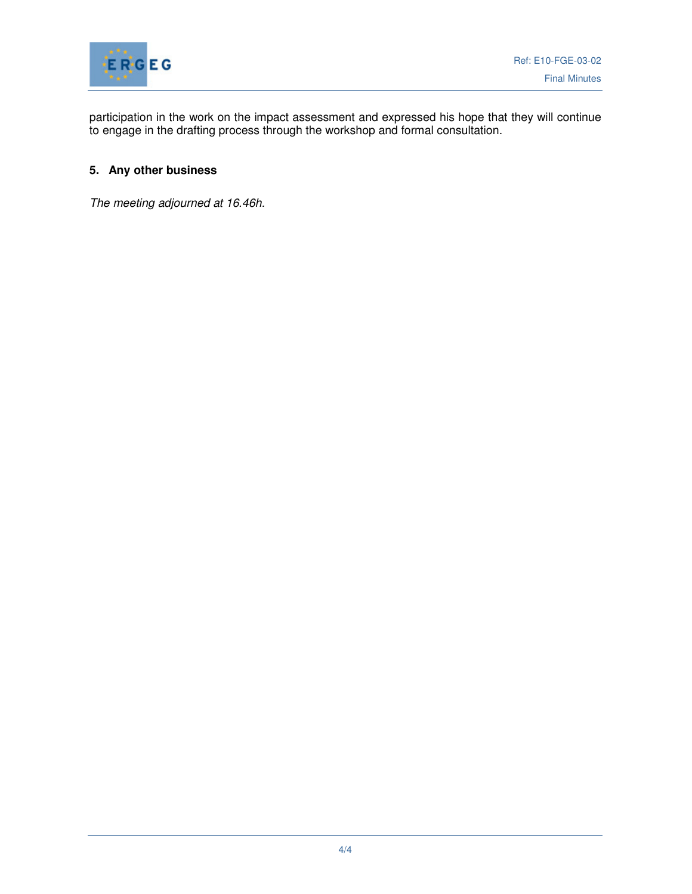participation in the work on the impact assessment and expressed his hope that they will continue to engage in the drafting process through the workshop and formal consultation.

## 5. Any other business

*The meeting adjourned at 16.46h.*